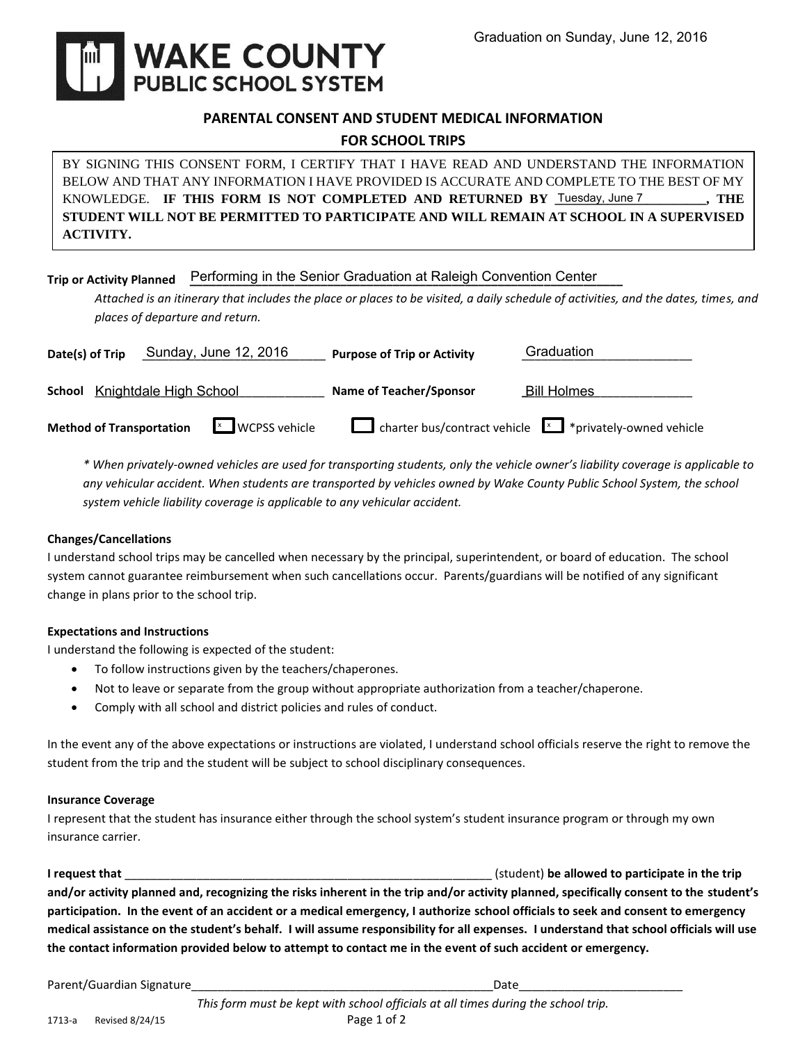Graduation on Sunday, June 12, 2016

**WAKE COUNTY PUBLIC SCHOOL SYSTEM**

## PARENTAL CONSENT AND STUDENT MEDICAL INFORMATION FOR SCHOOL TRIPS

BY SIGNING THIS CONSENT FORM, I CERTIFY THAT I HAVE READ AND UNDERSTAND THE INFORMATION BELOW AND THAT ANY INFORMATION I HAVE PROVIDED IS ACCURATE AND COMPLETE TO THE BEST OF MY KNOWLEDGE. **IF THIS FORM IS NOT COMPLETED AND RETURNED BY Tuesday, June 7, THE STUDENT WILL NOT BE PERMITTED TO PARTICIPATE AND WILL REMAIN AT SCHOOL IN A SUPERVISED ACTIVITY.**

**Trip or Activity Planned** Performing in the Senior Graduation at Raleigh Convention Center

*Attached is an itinerary that includes the place or places to be visited, a daily schedule of activities, and the dates, times, and places of departure and return.*

**Date(s) of Trip** Sunday, June 12, 2016 **Purpose of Trip or Activity** Graduation

**School** Knightdale High School **Name of Teacher/Sponsor** Bill Holmes

**Method of Transportation** [x] WCPSS vehicle [ ] charter bus/contract vehicle [x] *privately-owned vehicle

*\* When privately-owned vehicles are used for transporting students, only the vehicle owner's liability coverage is applicable to any vehicular accident. When students are transported by vehicles owned by Wake County Public School System, the school system vehicle liability coverage is applicable to any vehicular accident.*

**Changes/Cancellations**

I understand school trips may be cancelled when necessary by the principal, superintendent, or board of education. The school system cannot guarantee reimbursement when such cancellations occur. Parents/guardians will be notified of any significant change in plans prior to the school trip.

**Expectations and Instructions**

I understand the following is expected of the student:

- To follow instructions given by the teachers/chaperones.
- Not to leave or separate from the group without appropriate authorization from a teacher/chaperone.
- Comply with all school and district policies and rules of conduct.

In the event any of the above expectations or instructions are violated, I understand school officials reserve the right to remove the student from the trip and the student will be subject to school disciplinary consequences.

**Insurance Coverage**

I represent that the student has insurance either through the school system's student insurance program or through my own insurance carrier.

**I request that** ______________________________ (student) **be allowed to participate in the trip and/or activity planned and, recognizing the risks inherent in the trip and/or activity planned, specifically consent to the student's participation. In the event of an accident or a medical emergency, I authorize school officials to seek and consent to emergency medical assistance on the student's behalf. I will assume responsibility for all expenses. I understand that school officials will use the contact information provided below to attempt to contact me in the event of such accident or emergency.**

Parent/Guardian Signature______________________________Date____________________

*This form must be kept with school officials at all times during the school trip.*

1713-a Revised 8/24/15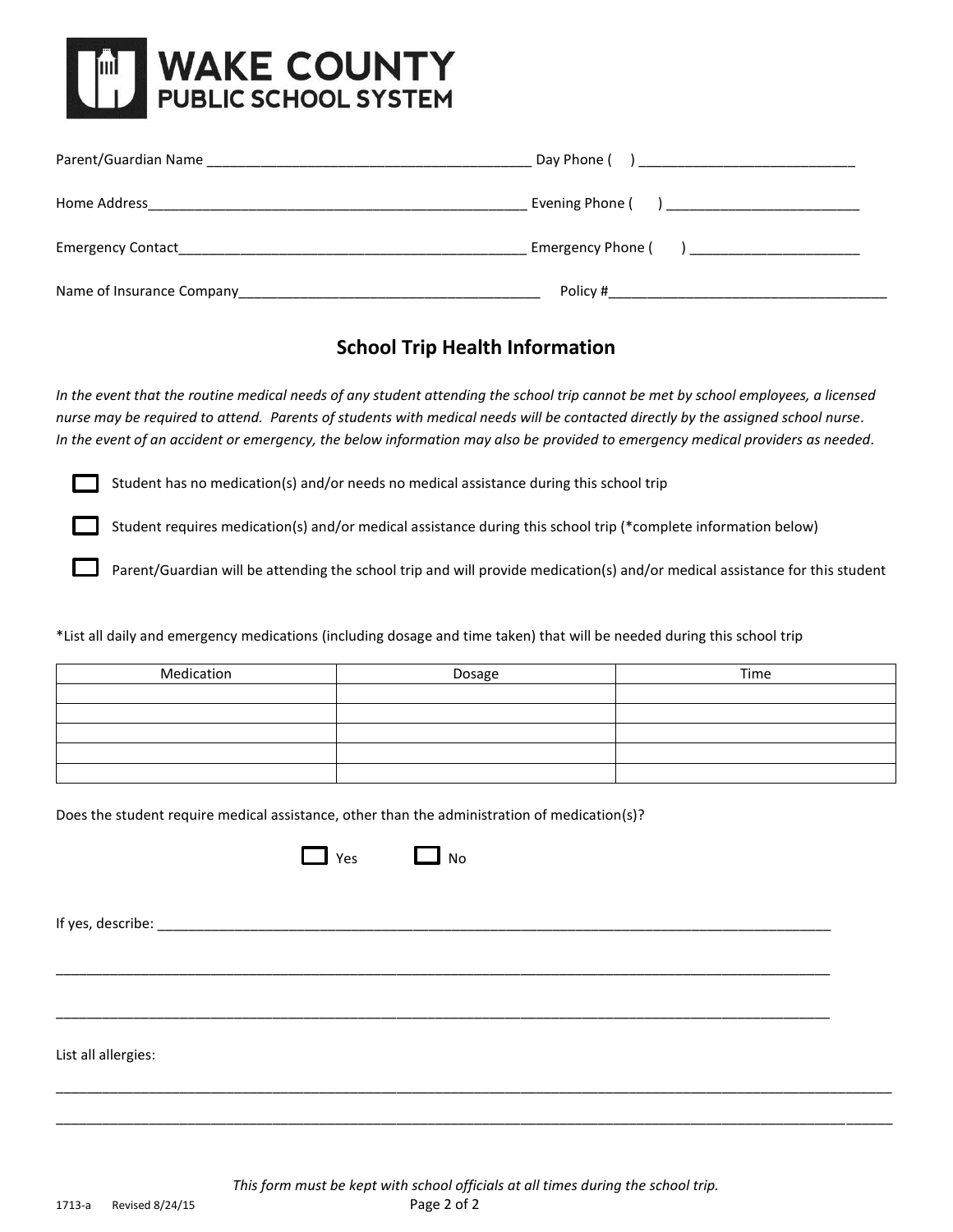WAKE COUNTY PUBLIC SCHOOL SYSTEM

Parent/Guardian Name ____________________________________________ Day Phone (     ) ______________________________

Home Address ____________________________________________________ Evening Phone (     ) ___________________________

Emergency Contact ________________________________________________ Emergency Phone (     ) ________________________

Name of Insurance Company _________________________________________ Policy # ______________________________________

## School Trip Health Information

*In the event that the routine medical needs of any student attending the school trip cannot be met by school employees, a licensed nurse may be required to attend. Parents of students with medical needs will be contacted directly by the assigned school nurse. In the event of an accident or emergency, the below information may also be provided to emergency medical providers as needed.*

☐ Student has no medication(s) and/or needs no medical assistance during this school trip

☐ Student requires medication(s) and/or medical assistance during this school trip (*complete information below)

☐ Parent/Guardian will be attending the school trip and will provide medication(s) and/or medical assistance for this student

*List all daily and emergency medications (including dosage and time taken) that will be needed during this school trip

| Medication | Dosage | Time |
|---|---|---|
| | | |
| | | |
| | | |
| | | |
| | | |

Does the student require medical assistance, other than the administration of medication(s)?

☐ Yes ☐ No

If yes, describe: ___________________________________________________________________________________________

_____________________________________________________________________________________________________________

_____________________________________________________________________________________________________________

List all allergies:

_____________________________________________________________________________________________________________

_____________________________________________________________________________________________________________

*This form must be kept with school officials at all times during the school trip.*

1713-a Revised 8/24/15